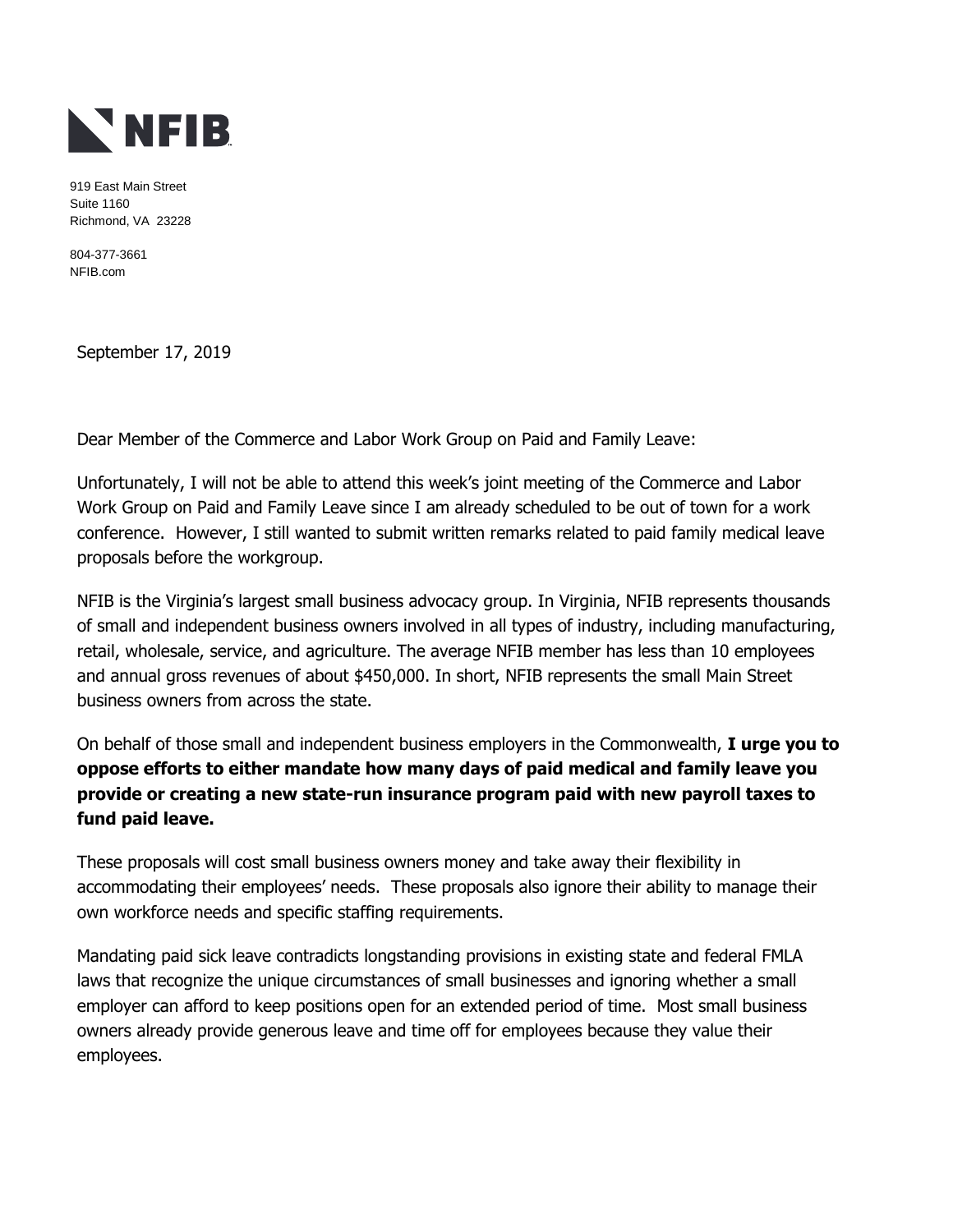**NFIB**

919 East Main Street
Suite 1160
Richmond, VA 23228

804-377-3661
NFIB.com

September 17, 2019

Dear Member of the Commerce and Labor Work Group on Paid and Family Leave:

Unfortunately, I will not be able to attend this week's joint meeting of the Commerce and Labor Work Group on Paid and Family Leave since I am already scheduled to be out of town for a work conference. However, I still wanted to submit written remarks related to paid family medical leave proposals before the workgroup.

NFIB is the Virginia's largest small business advocacy group. In Virginia, NFIB represents thousands of small and independent business owners involved in all types of industry, including manufacturing, retail, wholesale, service, and agriculture. The average NFIB member has less than 10 employees and annual gross revenues of about $450,000. In short, NFIB represents the small Main Street business owners from across the state.

On behalf of those small and independent business employers in the Commonwealth, **I urge you to oppose efforts to either mandate how many days of paid medical and family leave you provide or creating a new state-run insurance program paid with new payroll taxes to fund paid leave.**

These proposals will cost small business owners money and take away their flexibility in accommodating their employees' needs. These proposals also ignore their ability to manage their own workforce needs and specific staffing requirements.

Mandating paid sick leave contradicts longstanding provisions in existing state and federal FMLA laws that recognize the unique circumstances of small businesses and ignoring whether a small employer can afford to keep positions open for an extended period of time. Most small business owners already provide generous leave and time off for employees because they value their employees.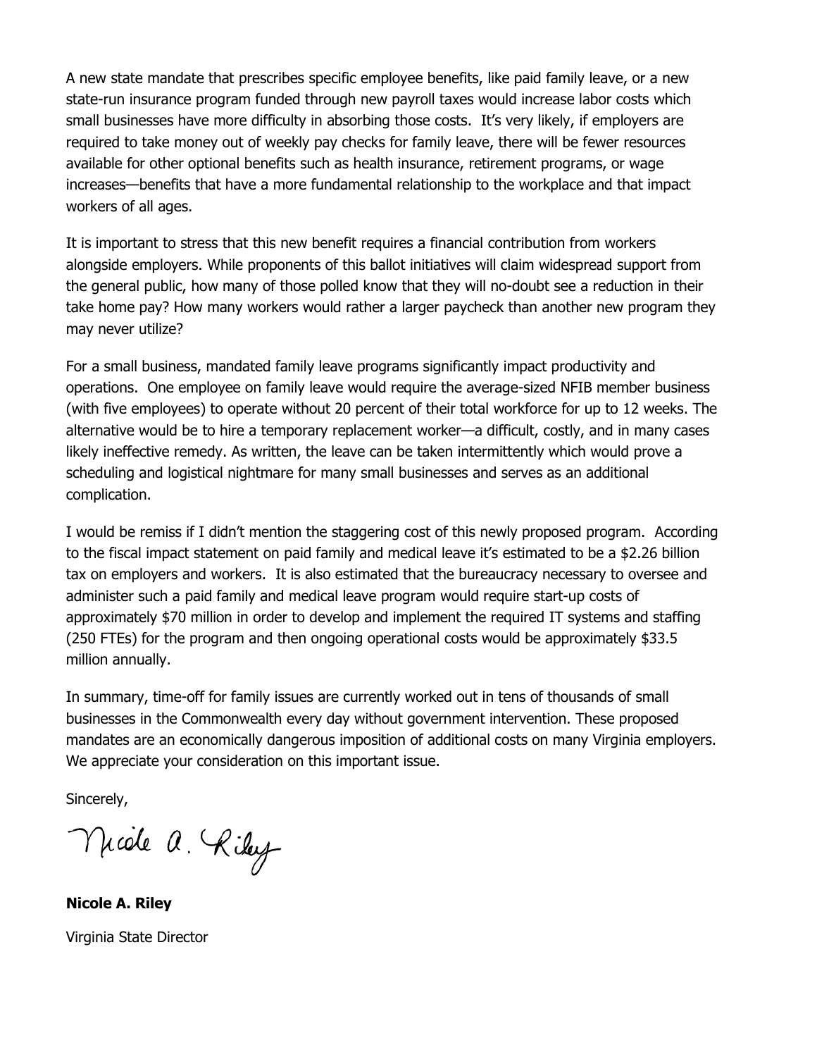A new state mandate that prescribes specific employee benefits, like paid family leave, or a new state-run insurance program funded through new payroll taxes would increase labor costs which small businesses have more difficulty in absorbing those costs. It's very likely, if employers are required to take money out of weekly pay checks for family leave, there will be fewer resources available for other optional benefits such as health insurance, retirement programs, or wage increases—benefits that have a more fundamental relationship to the workplace and that impact workers of all ages.

It is important to stress that this new benefit requires a financial contribution from workers alongside employers. While proponents of this ballot initiatives will claim widespread support from the general public, how many of those polled know that they will no-doubt see a reduction in their take home pay? How many workers would rather a larger paycheck than another new program they may never utilize?

For a small business, mandated family leave programs significantly impact productivity and operations. One employee on family leave would require the average-sized NFIB member business (with five employees) to operate without 20 percent of their total workforce for up to 12 weeks. The alternative would be to hire a temporary replacement worker—a difficult, costly, and in many cases likely ineffective remedy. As written, the leave can be taken intermittently which would prove a scheduling and logistical nightmare for many small businesses and serves as an additional complication.

I would be remiss if I didn't mention the staggering cost of this newly proposed program. According to the fiscal impact statement on paid family and medical leave it's estimated to be a $2.26 billion tax on employers and workers. It is also estimated that the bureaucracy necessary to oversee and administer such a paid family and medical leave program would require start-up costs of approximately $70 million in order to develop and implement the required IT systems and staffing (250 FTEs) for the program and then ongoing operational costs would be approximately $33.5 million annually.

In summary, time-off for family issues are currently worked out in tens of thousands of small businesses in the Commonwealth every day without government intervention. These proposed mandates are an economically dangerous imposition of additional costs on many Virginia employers. We appreciate your consideration on this important issue.

Sincerely,

Nicole A. Riley

**Nicole A. Riley**

Virginia State Director